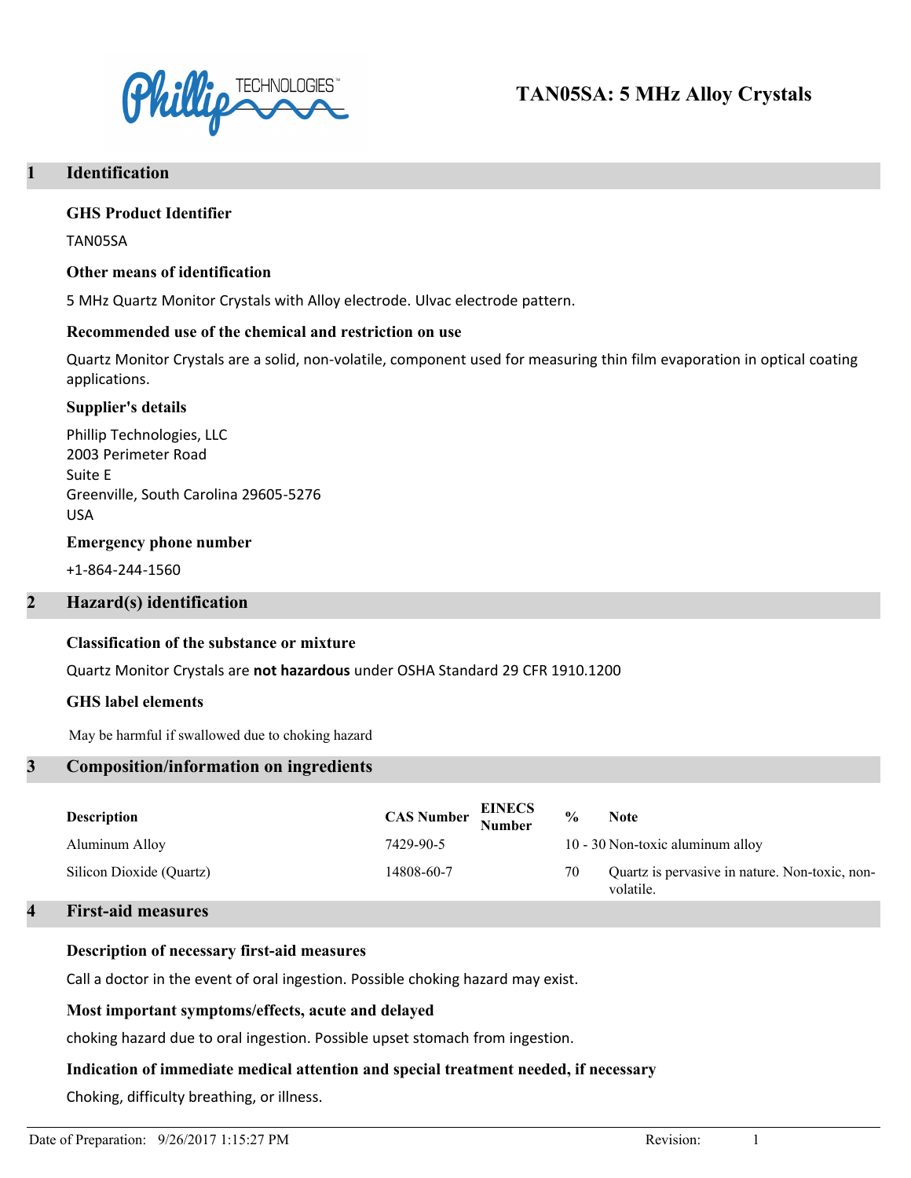# TAN05SA: 5 MHz Alloy Crystals

## 1 Identification

### GHS Product Identifier

TAN05SA

### Other means of identification

5 MHz Quartz Monitor Crystals with Alloy electrode. Ulvac electrode pattern.

### Recommended use of the chemical and restriction on use

Quartz Monitor Crystals are a solid, non-volatile, component used for measuring thin film evaporation in optical coating applications.

### Supplier's details

Phillip Technologies, LLC
2003 Perimeter Road
Suite E
Greenville, South Carolina 29605-5276
USA

### Emergency phone number

+1-864-244-1560

## 2 Hazard(s) identification

### Classification of the substance or mixture

Quartz Monitor Crystals are **not hazardous** under OSHA Standard 29 CFR 1910.1200

### GHS label elements

May be harmful if swallowed due to choking hazard

## 3 Composition/information on ingredients

| Description | CAS Number | EINECS Number | % | Note |
|---|---|---|---|---|
| Aluminum Alloy | 7429-90-5 | | 10 - 30 | Non-toxic aluminum alloy |
| Silicon Dioxide (Quartz) | 14808-60-7 | | 70 | Quartz is pervasive in nature. Non-toxic, non-volatile. |

## 4 First-aid measures

### Description of necessary first-aid measures

Call a doctor in the event of oral ingestion. Possible choking hazard may exist.

### Most important symptoms/effects, acute and delayed

choking hazard due to oral ingestion. Possible upset stomach from ingestion.

### Indication of immediate medical attention and special treatment needed, if necessary

Choking, difficulty breathing, or illness.

Date of Preparation: 9/26/2017 1:15:27 PM Revision: 1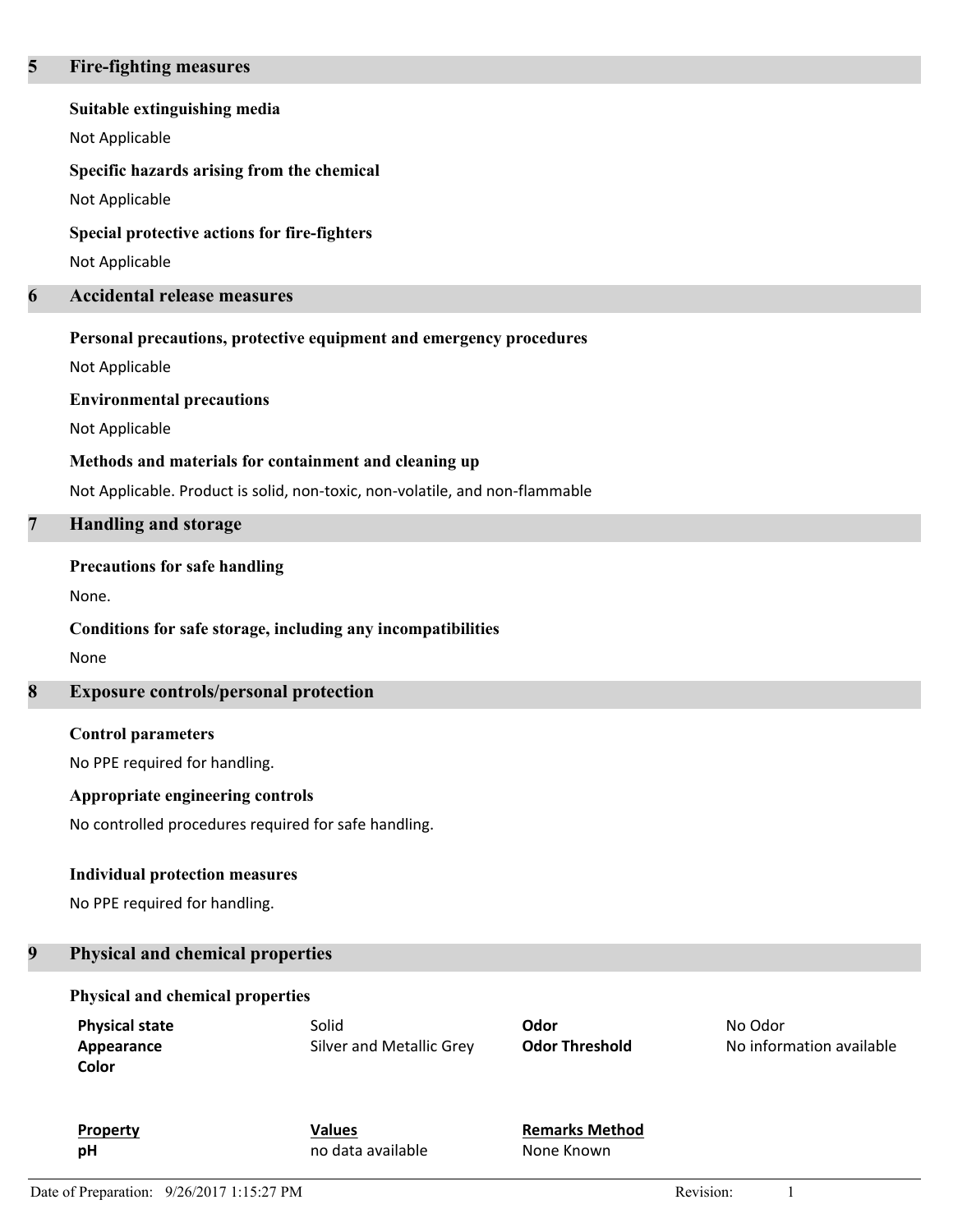## 5 Fire-fighting measures

### Suitable extinguishing media

Not Applicable

### Specific hazards arising from the chemical

Not Applicable

### Special protective actions for fire-fighters

Not Applicable

## 6 Accidental release measures

### Personal precautions, protective equipment and emergency procedures

Not Applicable

### Environmental precautions

Not Applicable

### Methods and materials for containment and cleaning up

Not Applicable. Product is solid, non-toxic, non-volatile, and non-flammable

## 7 Handling and storage

### Precautions for safe handling

None.

### Conditions for safe storage, including any incompatibilities

None

## 8 Exposure controls/personal protection

### Control parameters

No PPE required for handling.

### Appropriate engineering controls

No controlled procedures required for safe handling.

### Individual protection measures

No PPE required for handling.

## 9 Physical and chemical properties

### Physical and chemical properties

| | | | |
|---|---|---|---|
| **Physical state** | Solid | **Odor** | No Odor |
| **Appearance** | Silver and Metallic Grey | **Odor Threshold** | No information available |
| **Color** | | | |

| **Property** | **Values** | **Remarks Method** |
|---|---|---|
| **pH** | no data available | None Known |

Date of Preparation: 9/26/2017 1:15:27 PM — Revision: 1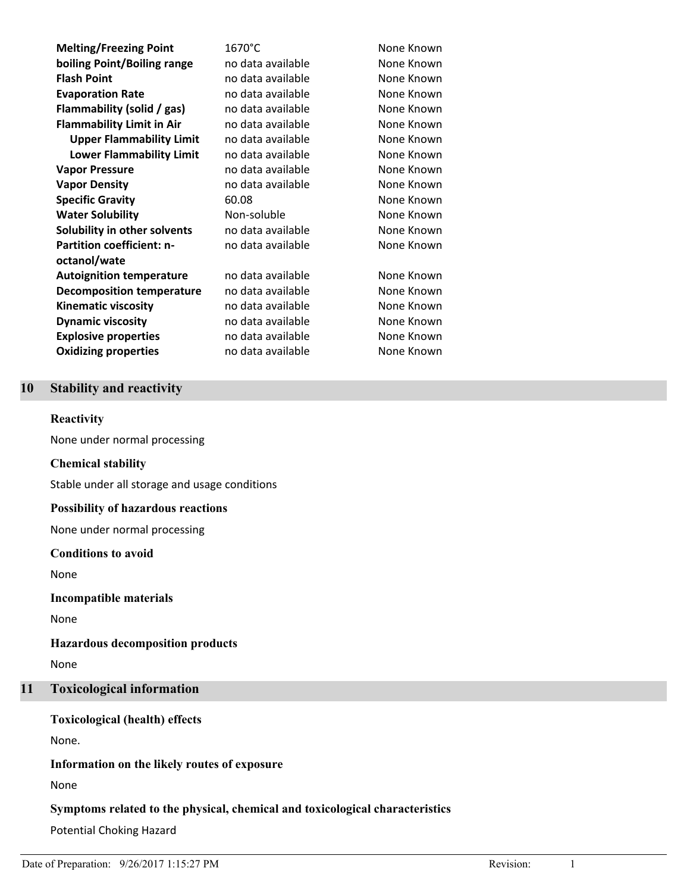| | | |
|---|---|---|
| **Melting/Freezing Point** | 1670°C | None Known |
| **boiling Point/Boiling range** | no data available | None Known |
| **Flash Point** | no data available | None Known |
| **Evaporation Rate** | no data available | None Known |
| **Flammability (solid / gas)** | no data available | None Known |
| **Flammability Limit in Air** | no data available | None Known |
| **Upper Flammability Limit** | no data available | None Known |
| **Lower Flammability Limit** | no data available | None Known |
| **Vapor Pressure** | no data available | None Known |
| **Vapor Density** | no data available | None Known |
| **Specific Gravity** | 60.08 | None Known |
| **Water Solubility** | Non-soluble | None Known |
| **Solubility in other solvents** | no data available | None Known |
| **Partition coefficient: n-octanol/wate** | no data available | None Known |
| **Autoignition temperature** | no data available | None Known |
| **Decomposition temperature** | no data available | None Known |
| **Kinematic viscosity** | no data available | None Known |
| **Dynamic viscosity** | no data available | None Known |
| **Explosive properties** | no data available | None Known |
| **Oxidizing properties** | no data available | None Known |

## 10 Stability and reactivity

### Reactivity

None under normal processing

### Chemical stability

Stable under all storage and usage conditions

### Possibility of hazardous reactions

None under normal processing

### Conditions to avoid

None

### Incompatible materials

None

### Hazardous decomposition products

None

## 11 Toxicological information

### Toxicological (health) effects

None.

### Information on the likely routes of exposure

None

### Symptoms related to the physical, chemical and toxicological characteristics

Potential Choking Hazard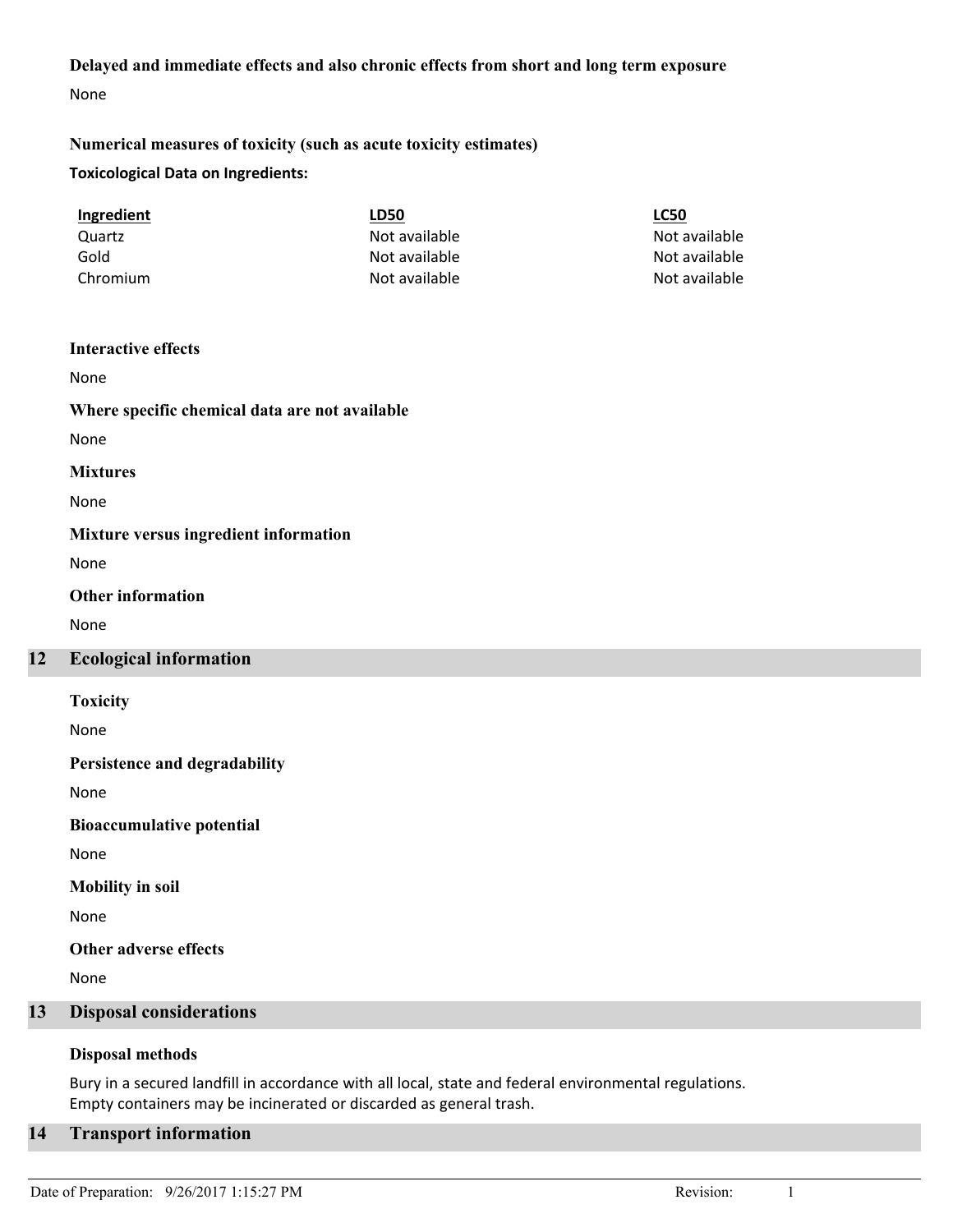**Delayed and immediate effects and also chronic effects from short and long term exposure**

None

**Numerical measures of toxicity (such as acute toxicity estimates)**

**Toxicological Data on Ingredients:**

| Ingredient | LD50 | LC50 |
|---|---|---|
| Quartz | Not available | Not available |
| Gold | Not available | Not available |
| Chromium | Not available | Not available |

**Interactive effects**

None

**Where specific chemical data are not available**

None

**Mixtures**

None

**Mixture versus ingredient information**

None

**Other information**

None

## 12 Ecological information

**Toxicity**

None

**Persistence and degradability**

None

**Bioaccumulative potential**

None

**Mobility in soil**

None

**Other adverse effects**

None

## 13 Disposal considerations

**Disposal methods**

Bury in a secured landfill in accordance with all local, state and federal environmental regulations.
Empty containers may be incinerated or discarded as general trash.

## 14 Transport information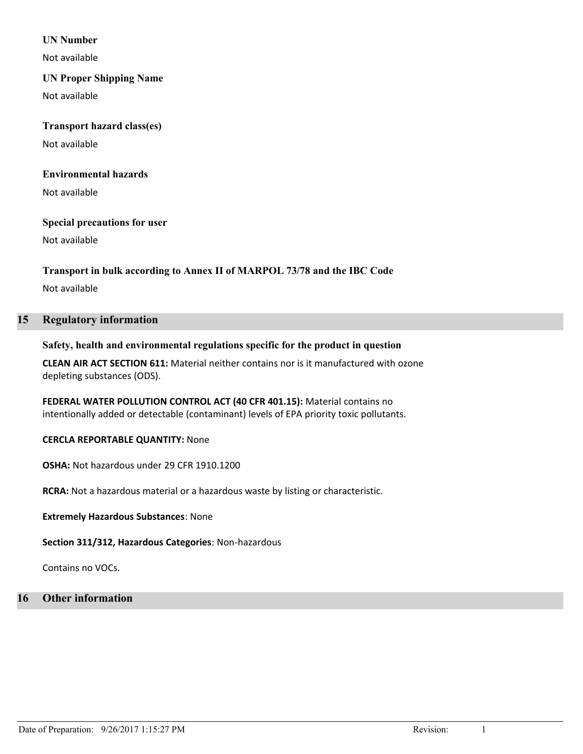**UN Number**

Not available

**UN Proper Shipping Name**

Not available

**Transport hazard class(es)**

Not available

**Environmental hazards**

Not available

**Special precautions for user**

Not available

**Transport in bulk according to Annex II of MARPOL 73/78 and the IBC Code**

Not available

## 15 Regulatory information

**Safety, health and environmental regulations specific for the product in question**

**CLEAN AIR ACT SECTION 611:** Material neither contains nor is it manufactured with ozone depleting substances (ODS).

**FEDERAL WATER POLLUTION CONTROL ACT (40 CFR 401.15):** Material contains no intentionally added or detectable (contaminant) levels of EPA priority toxic pollutants.

**CERCLA REPORTABLE QUANTITY:** None

**OSHA:** Not hazardous under 29 CFR 1910.1200

**RCRA:** Not a hazardous material or a hazardous waste by listing or characteristic.

**Extremely Hazardous Substances**: None

**Section 311/312, Hazardous Categories**: Non-hazardous

Contains no VOCs.

## 16 Other information